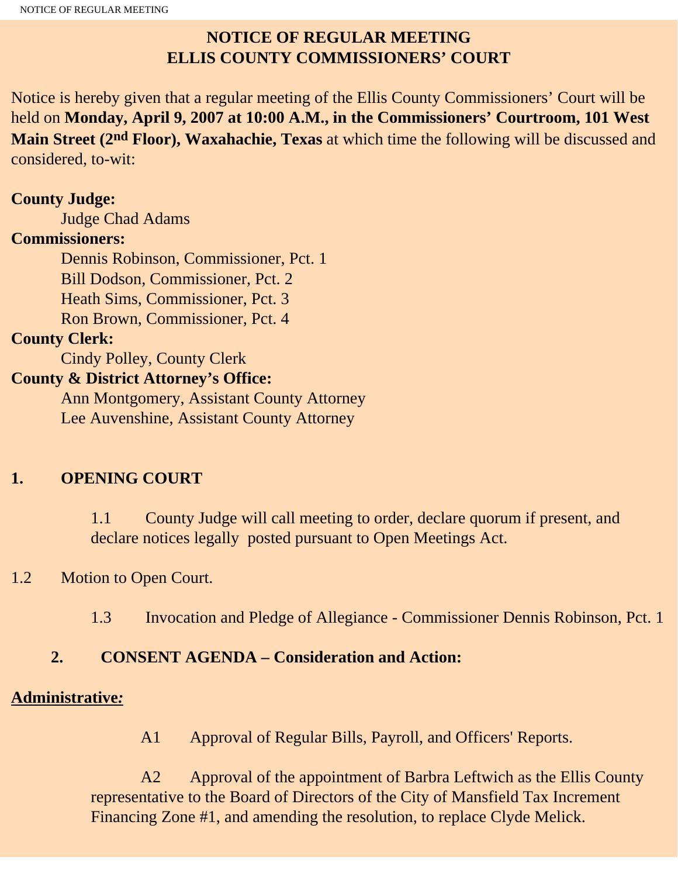# NOTICE OF REGULAR MEETING
# ELLIS COUNTY COMMISSIONERS' COURT

Notice is hereby given that a regular meeting of the Ellis County Commissioners' Court will be held on **Monday, April 9, 2007 at 10:00 A.M., in the Commissioners' Courtroom, 101 West Main Street (2nd Floor), Waxahachie, Texas** at which time the following will be discussed and considered, to-wit:

**County Judge:**
Judge Chad Adams

**Commissioners:**
Dennis Robinson, Commissioner, Pct. 1
Bill Dodson, Commissioner, Pct. 2
Heath Sims, Commissioner, Pct. 3
Ron Brown, Commissioner, Pct. 4

**County Clerk:**
Cindy Polley, County Clerk

**County & District Attorney's Office:**
Ann Montgomery, Assistant County Attorney
Lee Auvenshine, Assistant County Attorney

## 1. OPENING COURT

1.1 County Judge will call meeting to order, declare quorum if present, and declare notices legally posted pursuant to Open Meetings Act.

1.2 Motion to Open Court.

1.3 Invocation and Pledge of Allegiance - Commissioner Dennis Robinson, Pct. 1

## 2. CONSENT AGENDA – Consideration and Action:

**<u>Administrative</u>*<u>:</u>***

A1 Approval of Regular Bills, Payroll, and Officers' Reports.

A2 Approval of the appointment of Barbra Leftwich as the Ellis County representative to the Board of Directors of the City of Mansfield Tax Increment Financing Zone #1, and amending the resolution, to replace Clyde Melick.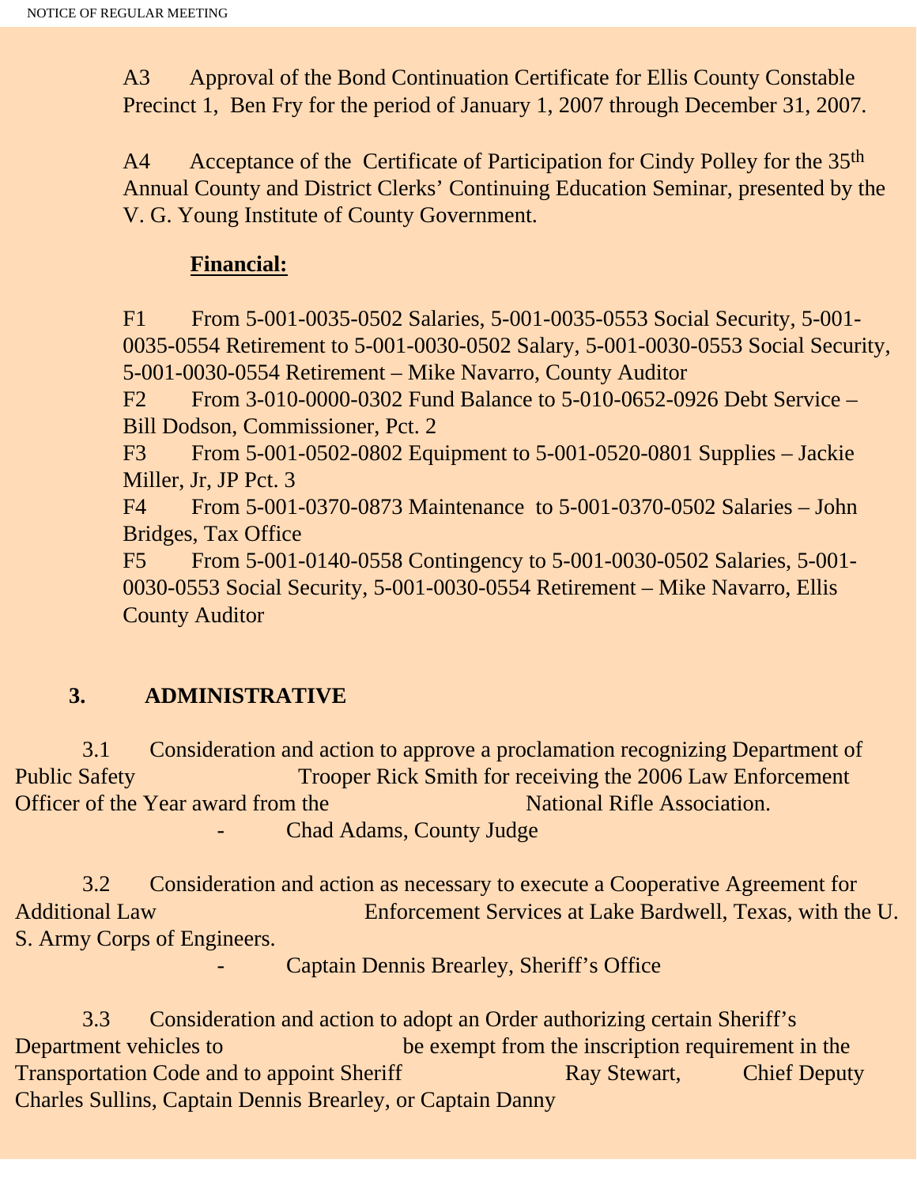A3 Approval of the Bond Continuation Certificate for Ellis County Constable Precinct 1, Ben Fry for the period of January 1, 2007 through December 31, 2007.

A4 Acceptance of the Certificate of Participation for Cindy Polley for the 35th Annual County and District Clerks' Continuing Education Seminar, presented by the V. G. Young Institute of County Government.

**Financial:**

F1 From 5-001-0035-0502 Salaries, 5-001-0035-0553 Social Security, 5-001-0035-0554 Retirement to 5-001-0030-0502 Salary, 5-001-0030-0553 Social Security, 5-001-0030-0554 Retirement – Mike Navarro, County Auditor

F2 From 3-010-0000-0302 Fund Balance to 5-010-0652-0926 Debt Service – Bill Dodson, Commissioner, Pct. 2

F3 From 5-001-0502-0802 Equipment to 5-001-0520-0801 Supplies – Jackie Miller, Jr, JP Pct. 3

F4 From 5-001-0370-0873 Maintenance to 5-001-0370-0502 Salaries – John Bridges, Tax Office

F5 From 5-001-0140-0558 Contingency to 5-001-0030-0502 Salaries, 5-001-0030-0553 Social Security, 5-001-0030-0554 Retirement – Mike Navarro, Ellis County Auditor

## 3. ADMINISTRATIVE

3.1 Consideration and action to approve a proclamation recognizing Department of Public Safety Trooper Rick Smith for receiving the 2006 Law Enforcement Officer of the Year award from the National Rifle Association.

- Chad Adams, County Judge

3.2 Consideration and action as necessary to execute a Cooperative Agreement for Additional Law Enforcement Services at Lake Bardwell, Texas, with the U. S. Army Corps of Engineers.

- Captain Dennis Brearley, Sheriff's Office

3.3 Consideration and action to adopt an Order authorizing certain Sheriff's Department vehicles to be exempt from the inscription requirement in the Transportation Code and to appoint Sheriff Ray Stewart, Chief Deputy Charles Sullins, Captain Dennis Brearley, or Captain Danny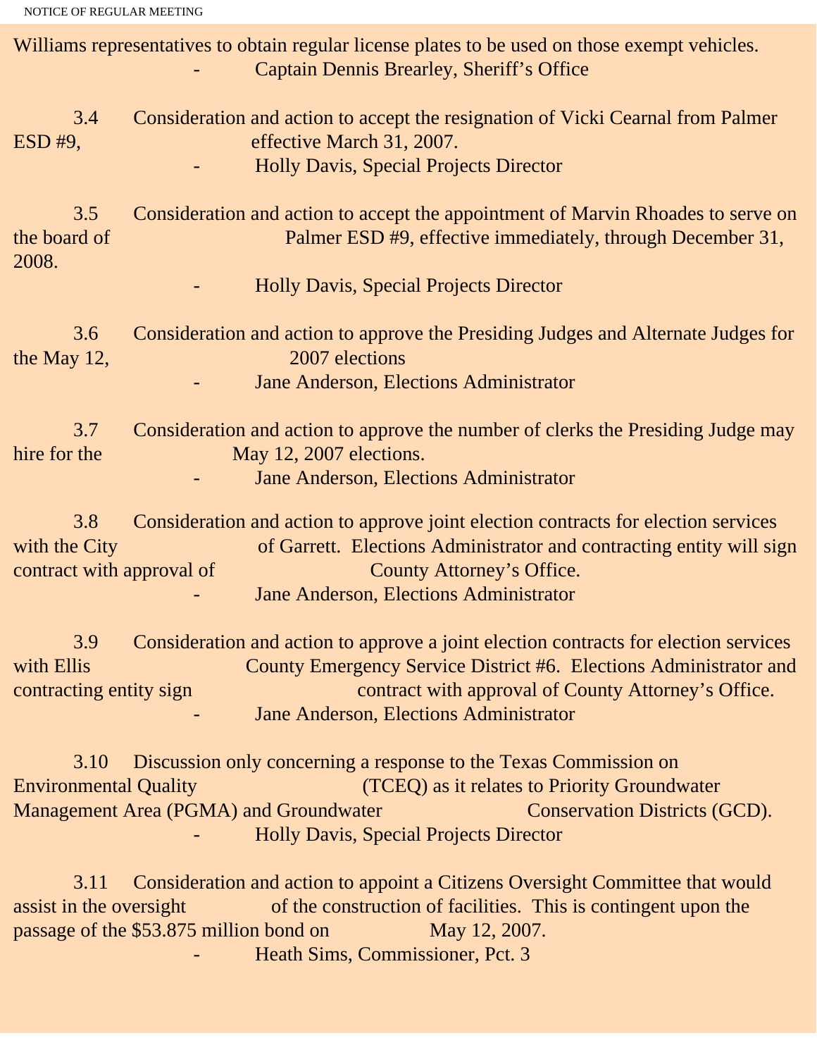Williams representatives to obtain regular license plates to be used on those exempt vehicles.
- Captain Dennis Brearley, Sheriff's Office

3.4 Consideration and action to accept the resignation of Vicki Cearnal from Palmer ESD #9, effective March 31, 2007.
- Holly Davis, Special Projects Director

3.5 Consideration and action to accept the appointment of Marvin Rhoades to serve on the board of Palmer ESD #9, effective immediately, through December 31, 2008.
- Holly Davis, Special Projects Director

3.6 Consideration and action to approve the Presiding Judges and Alternate Judges for the May 12, 2007 elections
- Jane Anderson, Elections Administrator

3.7 Consideration and action to approve the number of clerks the Presiding Judge may hire for the May 12, 2007 elections.
- Jane Anderson, Elections Administrator

3.8 Consideration and action to approve joint election contracts for election services with the City of Garrett. Elections Administrator and contracting entity will sign contract with approval of County Attorney's Office.
- Jane Anderson, Elections Administrator

3.9 Consideration and action to approve a joint election contracts for election services with Ellis County Emergency Service District #6. Elections Administrator and contracting entity sign contract with approval of County Attorney's Office.
- Jane Anderson, Elections Administrator

3.10 Discussion only concerning a response to the Texas Commission on Environmental Quality (TCEQ) as it relates to Priority Groundwater Management Area (PGMA) and Groundwater Conservation Districts (GCD).
- Holly Davis, Special Projects Director

3.11 Consideration and action to appoint a Citizens Oversight Committee that would assist in the oversight of the construction of facilities. This is contingent upon the passage of the $53.875 million bond on May 12, 2007.
- Heath Sims, Commissioner, Pct. 3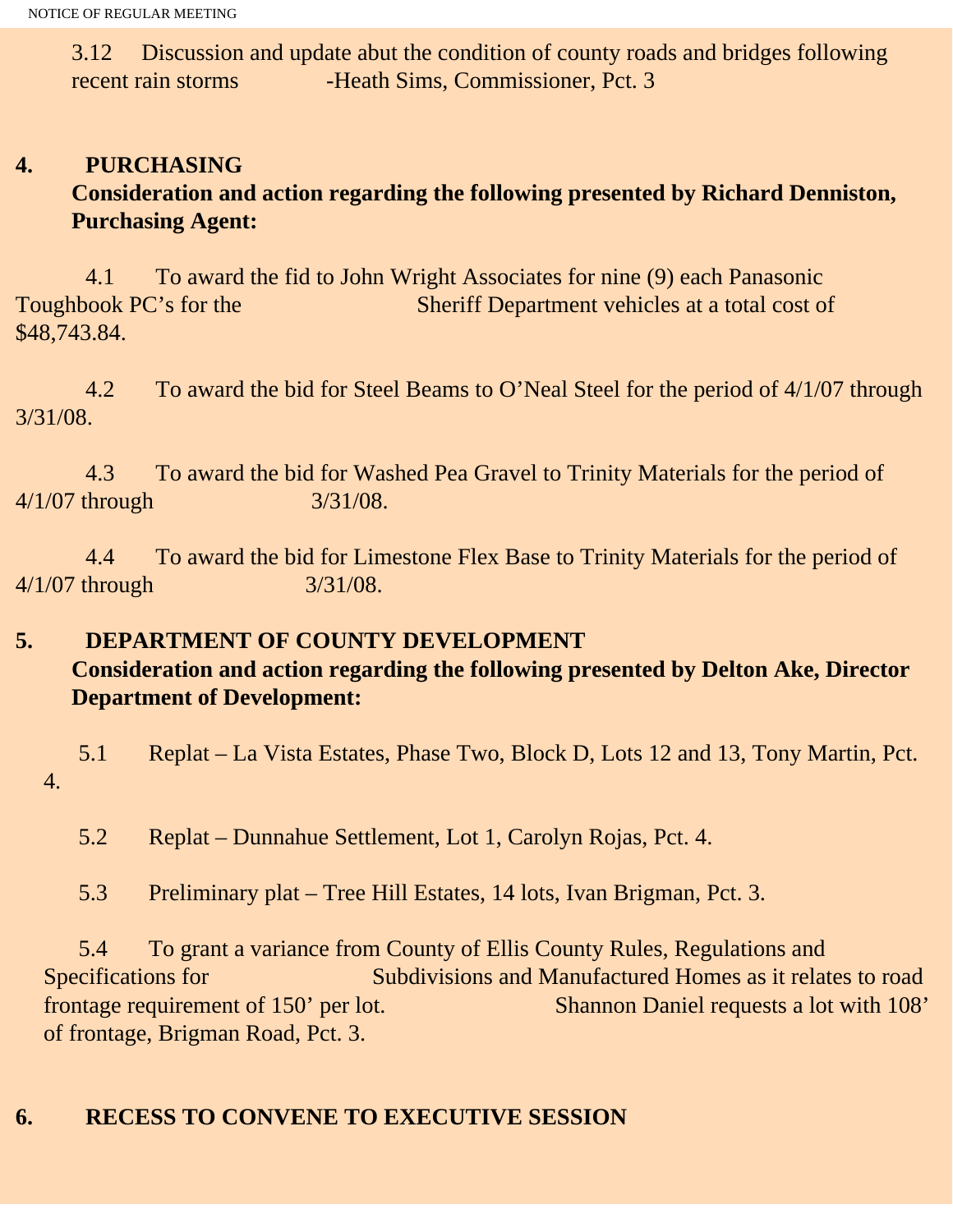3.12 Discussion and update abut the condition of county roads and bridges following recent rain storms -Heath Sims, Commissioner, Pct. 3

**4. PURCHASING**

**Consideration and action regarding the following presented by Richard Denniston, Purchasing Agent:**

4.1 To award the fid to John Wright Associates for nine (9) each Panasonic Toughbook PC's for the Sheriff Department vehicles at a total cost of $48,743.84.

4.2 To award the bid for Steel Beams to O'Neal Steel for the period of 4/1/07 through 3/31/08.

4.3 To award the bid for Washed Pea Gravel to Trinity Materials for the period of 4/1/07 through 3/31/08.

4.4 To award the bid for Limestone Flex Base to Trinity Materials for the period of 4/1/07 through 3/31/08.

**5. DEPARTMENT OF COUNTY DEVELOPMENT**

**Consideration and action regarding the following presented by Delton Ake, Director Department of Development:**

5.1 Replat – La Vista Estates, Phase Two, Block D, Lots 12 and 13, Tony Martin, Pct. 4.

5.2 Replat – Dunnahue Settlement, Lot 1, Carolyn Rojas, Pct. 4.

5.3 Preliminary plat – Tree Hill Estates, 14 lots, Ivan Brigman, Pct. 3.

5.4 To grant a variance from County of Ellis County Rules, Regulations and Specifications for Subdivisions and Manufactured Homes as it relates to road frontage requirement of 150' per lot. Shannon Daniel requests a lot with 108' of frontage, Brigman Road, Pct. 3.

**6. RECESS TO CONVENE TO EXECUTIVE SESSION**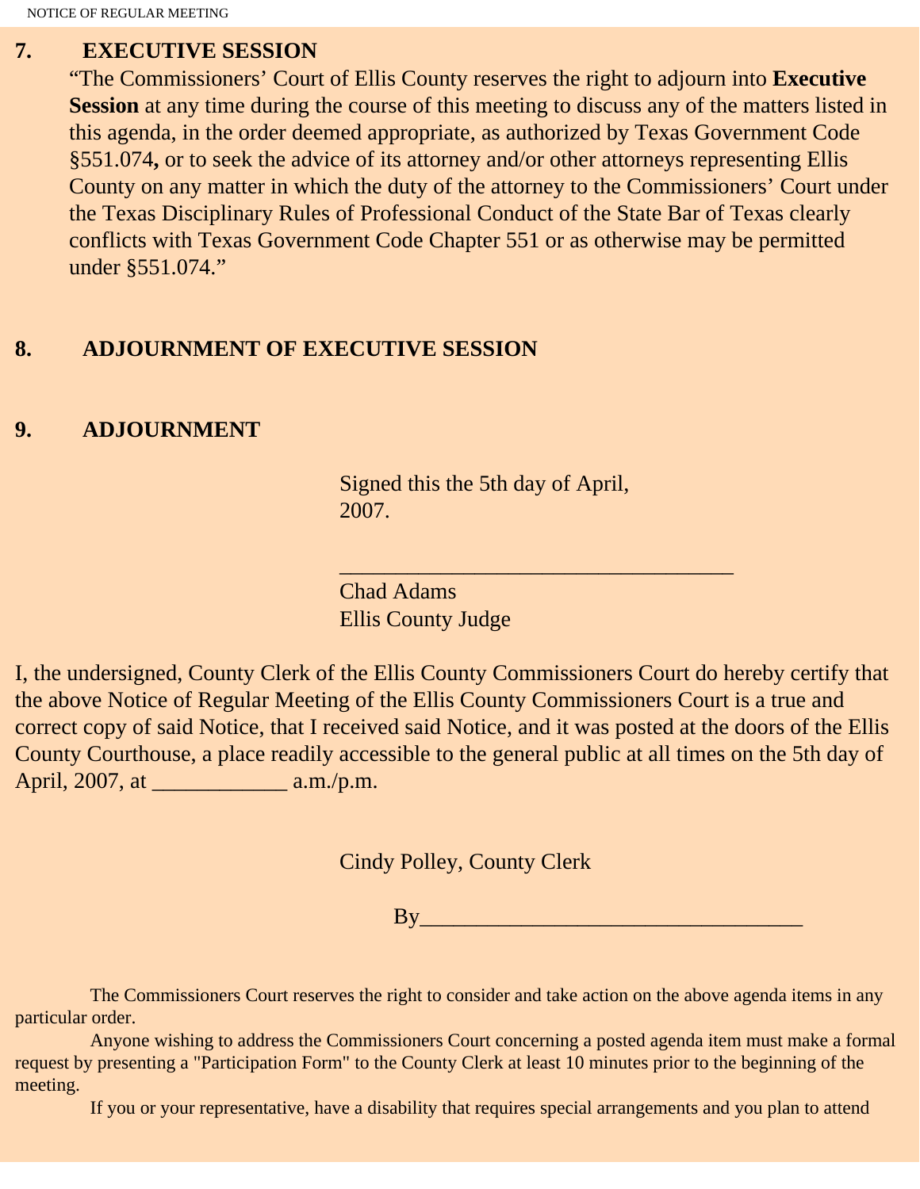## 7. EXECUTIVE SESSION

"The Commissioners' Court of Ellis County reserves the right to adjourn into **Executive Session** at any time during the course of this meeting to discuss any of the matters listed in this agenda, in the order deemed appropriate, as authorized by Texas Government Code §551.074**,** or to seek the advice of its attorney and/or other attorneys representing Ellis County on any matter in which the duty of the attorney to the Commissioners' Court under the Texas Disciplinary Rules of Professional Conduct of the State Bar of Texas clearly conflicts with Texas Government Code Chapter 551 or as otherwise may be permitted under §551.074."

## 8. ADJOURNMENT OF EXECUTIVE SESSION

## 9. ADJOURNMENT

Signed this the 5th day of April, 2007.

___________________________________

Chad Adams
Ellis County Judge

I, the undersigned, County Clerk of the Ellis County Commissioners Court do hereby certify that the above Notice of Regular Meeting of the Ellis County Commissioners Court is a true and correct copy of said Notice, that I received said Notice, and it was posted at the doors of the Ellis County Courthouse, a place readily accessible to the general public at all times on the 5th day of April, 2007, at ____________ a.m./p.m.

Cindy Polley, County Clerk

By_________________________________

The Commissioners Court reserves the right to consider and take action on the above agenda items in any particular order.

Anyone wishing to address the Commissioners Court concerning a posted agenda item must make a formal request by presenting a "Participation Form" to the County Clerk at least 10 minutes prior to the beginning of the meeting.

If you or your representative, have a disability that requires special arrangements and you plan to attend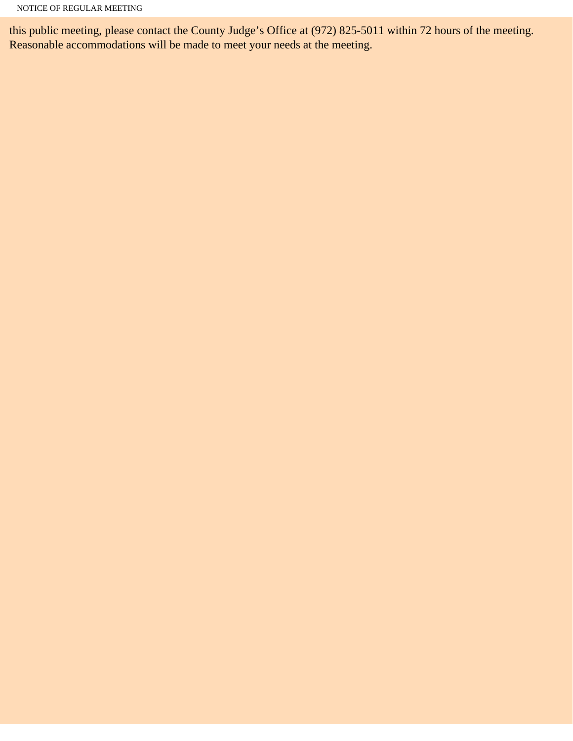this public meeting, please contact the County Judge’s Office at (972) 825-5011 within 72 hours of the meeting. Reasonable accommodations will be made to meet your needs at the meeting.